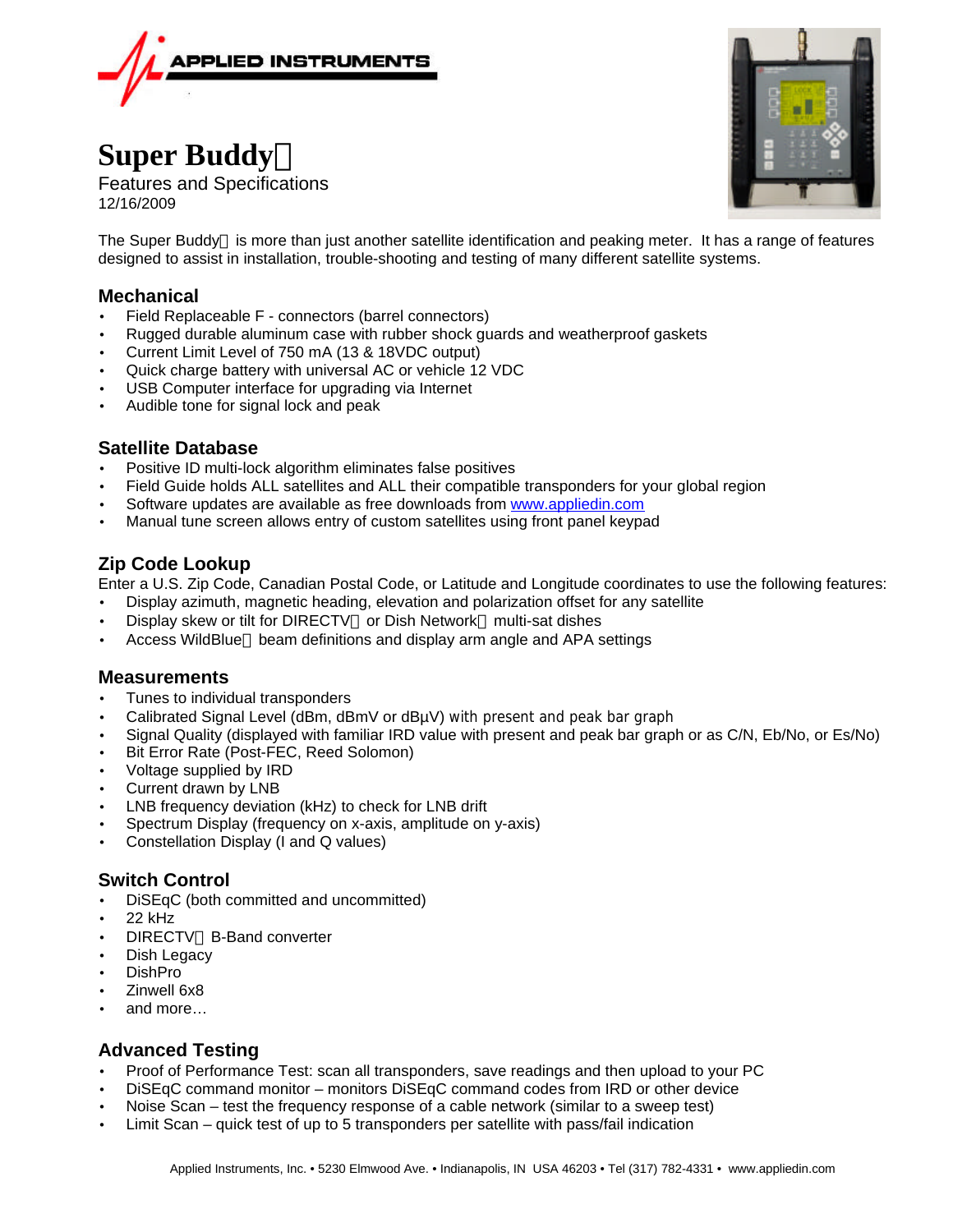# Super Buddy

Features and Specifications
12/16/2009

The Super Buddy is more than just another satellite identification and peaking meter. It has a range of features designed to assist in installation, trouble-shooting and testing of many different satellite systems.

## Mechanical

- Field Replaceable F - connectors (barrel connectors)
- Rugged durable aluminum case with rubber shock guards and weatherproof gaskets
- Current Limit Level of 750 mA (13 & 18VDC output)
- Quick charge battery with universal AC or vehicle 12 VDC
- USB Computer interface for upgrading via Internet
- Audible tone for signal lock and peak

## Satellite Database

- Positive ID multi-lock algorithm eliminates false positives
- Field Guide holds ALL satellites and ALL their compatible transponders for your global region
- Software updates are available as free downloads from www.appliedin.com
- Manual tune screen allows entry of custom satellites using front panel keypad

## Zip Code Lookup

Enter a U.S. Zip Code, Canadian Postal Code, or Latitude and Longitude coordinates to use the following features:

- Display azimuth, magnetic heading, elevation and polarization offset for any satellite
- Display skew or tilt for DIRECTV or Dish Network multi-sat dishes
- Access WildBlue beam definitions and display arm angle and APA settings

## Measurements

- Tunes to individual transponders
- Calibrated Signal Level (dBm, dBmV or dBµV) with present and peak bar graph
- Signal Quality (displayed with familiar IRD value with present and peak bar graph or as C/N, Eb/No, or Es/No)
- Bit Error Rate (Post-FEC, Reed Solomon)
- Voltage supplied by IRD
- Current drawn by LNB
- LNB frequency deviation (kHz) to check for LNB drift
- Spectrum Display (frequency on x-axis, amplitude on y-axis)
- Constellation Display (I and Q values)

## Switch Control

- DiSEqC (both committed and uncommitted)
- 22 kHz
- DIRECTV B-Band converter
- Dish Legacy
- DishPro
- Zinwell 6x8
- and more…

## Advanced Testing

- Proof of Performance Test: scan all transponders, save readings and then upload to your PC
- DiSEqC command monitor – monitors DiSEqC command codes from IRD or other device
- Noise Scan – test the frequency response of a cable network (similar to a sweep test)
- Limit Scan – quick test of up to 5 transponders per satellite with pass/fail indication

Applied Instruments, Inc. • 5230 Elmwood Ave. • Indianapolis, IN USA 46203 • Tel (317) 782-4331 • www.appliedin.com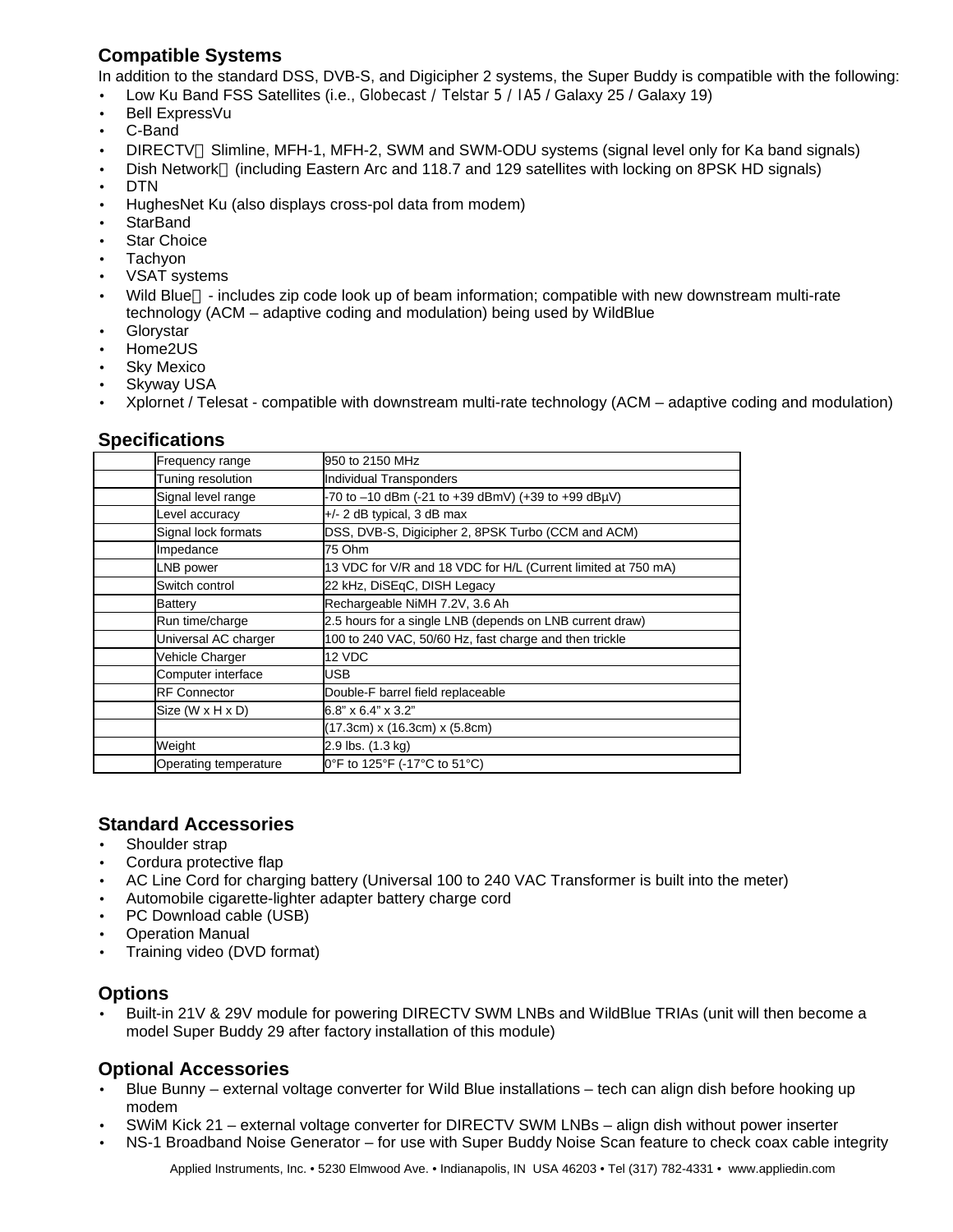## Compatible Systems

In addition to the standard DSS, DVB-S, and Digicipher 2 systems, the Super Buddy is compatible with the following:

- Low Ku Band FSS Satellites (i.e., Globecast / Telstar 5 / IA5 / Galaxy 25 / Galaxy 19)
- Bell ExpressVu
- C-Band
- DIRECTV Slimline, MFH-1, MFH-2, SWM and SWM-ODU systems (signal level only for Ka band signals)
- Dish Network (including Eastern Arc and 118.7 and 129 satellites with locking on 8PSK HD signals)
- DTN
- HughesNet Ku (also displays cross-pol data from modem)
- StarBand
- Star Choice
- Tachyon
- VSAT systems
- Wild Blue - includes zip code look up of beam information; compatible with new downstream multi-rate technology (ACM – adaptive coding and modulation) being used by WildBlue
- Glorystar
- Home2US
- Sky Mexico
- Skyway USA
- Xplornet / Telesat - compatible with downstream multi-rate technology (ACM – adaptive coding and modulation)

## Specifications

| | | |
|---|---|---|
| | Frequency range | 950 to 2150 MHz |
| | Tuning resolution | Individual Transponders |
| | Signal level range | -70 to –10 dBm (-21 to +39 dBmV) (+39 to +99 dBµV) |
| | Level accuracy | +/- 2 dB typical, 3 dB max |
| | Signal lock formats | DSS, DVB-S, Digicipher 2, 8PSK Turbo (CCM and ACM) |
| | Impedance | 75 Ohm |
| | LNB power | 13 VDC for V/R and 18 VDC for H/L (Current limited at 750 mA) |
| | Switch control | 22 kHz, DiSEqC, DISH Legacy |
| | Battery | Rechargeable NiMH 7.2V, 3.6 Ah |
| | Run time/charge | 2.5 hours for a single LNB (depends on LNB current draw) |
| | Universal AC charger | 100 to 240 VAC, 50/60 Hz, fast charge and then trickle |
| | Vehicle Charger | 12 VDC |
| | Computer interface | USB |
| | RF Connector | Double-F barrel field replaceable |
| | Size (W x H x D) | 6.8" x 6.4" x 3.2" |
| | | (17.3cm) x (16.3cm) x (5.8cm) |
| | Weight | 2.9 lbs. (1.3 kg) |
| | Operating temperature | 0°F to 125°F (-17°C to 51°C) |

## Standard Accessories

- Shoulder strap
- Cordura protective flap
- AC Line Cord for charging battery (Universal 100 to 240 VAC Transformer is built into the meter)
- Automobile cigarette-lighter adapter battery charge cord
- PC Download cable (USB)
- Operation Manual
- Training video (DVD format)

## Options

- Built-in 21V & 29V module for powering DIRECTV SWM LNBs and WildBlue TRIAs (unit will then become a model Super Buddy 29 after factory installation of this module)

## Optional Accessories

- Blue Bunny – external voltage converter for Wild Blue installations – tech can align dish before hooking up modem
- SWiM Kick 21 – external voltage converter for DIRECTV SWM LNBs – align dish without power inserter
- NS-1 Broadband Noise Generator – for use with Super Buddy Noise Scan feature to check coax cable integrity

Applied Instruments, Inc. • 5230 Elmwood Ave. • Indianapolis, IN USA 46203 • Tel (317) 782-4331 • www.appliedin.com